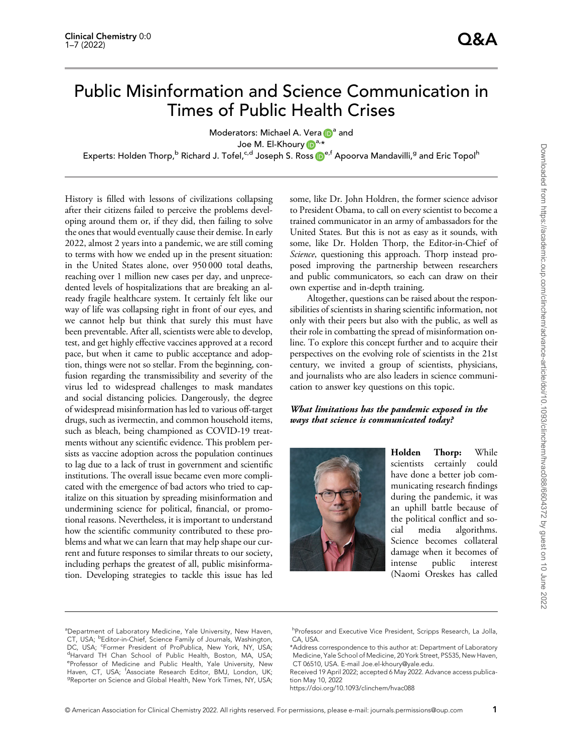Q&A

# Public Misinformation and Science Communication in Times of Public Health Crises

Moderators: Michael A. Vera[a] and Joe M. El-Khoury[a,*]

Experts: Holden Thorp,[b] Richard J. Tofel,[c,d] Joseph S. Ross[e,f] Apoorva Mandavilli,[g] and Eric Topol[h]

History is filled with lessons of civilizations collapsing after their citizens failed to perceive the problems developing around them or, if they did, then failing to solve the ones that would eventually cause their demise. In early 2022, almost 2 years into a pandemic, we are still coming to terms with how we ended up in the present situation: in the United States alone, over 950 000 total deaths, reaching over 1 million new cases per day, and unprecedented levels of hospitalizations that are breaking an already fragile healthcare system. It certainly felt like our way of life was collapsing right in front of our eyes, and we cannot help but think that surely this must have been preventable. After all, scientists were able to develop, test, and get highly effective vaccines approved at a record pace, but when it came to public acceptance and adoption, things were not so stellar. From the beginning, confusion regarding the transmissibility and severity of the virus led to widespread challenges to mask mandates and social distancing policies. Dangerously, the degree of widespread misinformation has led to various off-target drugs, such as ivermectin, and common household items, such as bleach, being championed as COVID-19 treatments without any scientific evidence. This problem persists as vaccine adoption across the population continues to lag due to a lack of trust in government and scientific institutions. The overall issue became even more complicated with the emergence of bad actors who tried to capitalize on this situation by spreading misinformation and undermining science for political, financial, or promotional reasons. Nevertheless, it is important to understand how the scientific community contributed to these problems and what we can learn that may help shape our current and future responses to similar threats to our society, including perhaps the greatest of all, public misinformation. Developing strategies to tackle this issue has led some, like Dr. John Holdren, the former science advisor to President Obama, to call on every scientist to become a trained communicator in an army of ambassadors for the United States. But this is not as easy as it sounds, with some, like Dr. Holden Thorp, the Editor-in-Chief of *Science*, questioning this approach. Thorp instead proposed improving the partnership between researchers and public communicators, so each can draw on their own expertise and in-depth training.

Altogether, questions can be raised about the responsibilities of scientists in sharing scientific information, not only with their peers but also with the public, as well as their role in combatting the spread of misinformation online. To explore this concept further and to acquire their perspectives on the evolving role of scientists in the 21st century, we invited a group of scientists, physicians, and journalists who are also leaders in science communication to answer key questions on this topic.

***What limitations has the pandemic exposed in the ways that science is communicated today?***

**Holden Thorp:** While scientists certainly could have done a better job communicating research findings during the pandemic, it was an uphill battle because of the political conflict and social media algorithms. Science becomes collateral damage when it becomes of intense public interest (Naomi Oreskes has called

---

[a]Department of Laboratory Medicine, Yale University, New Haven, CT, USA; [b]Editor-in-Chief, Science Family of Journals, Washington, DC, USA; [c]Former President of ProPublica, New York, NY, USA; [d]Harvard TH Chan School of Public Health, Boston, MA, USA; [e]Professor of Medicine and Public Health, Yale University, New Haven, CT, USA; [f]Associate Research Editor, BMJ, London, UK; [g]Reporter on Science and Global Health, New York Times, NY, USA; [h]Professor and Executive Vice President, Scripps Research, La Jolla, CA, USA.

*Address correspondence to this author at: Department of Laboratory Medicine, Yale School of Medicine, 20 York Street, PS535, New Haven, CT 06510, USA. E-mail Joe.el-khoury@yale.edu.

Received 19 April 2022; accepted 6 May 2022. Advance access publication May 10, 2022

https://doi.org/10.1093/clinchem/hvac088

© American Association for Clinical Chemistry 2022. All rights reserved. For permissions, please e-mail: journals.permissions@oup.com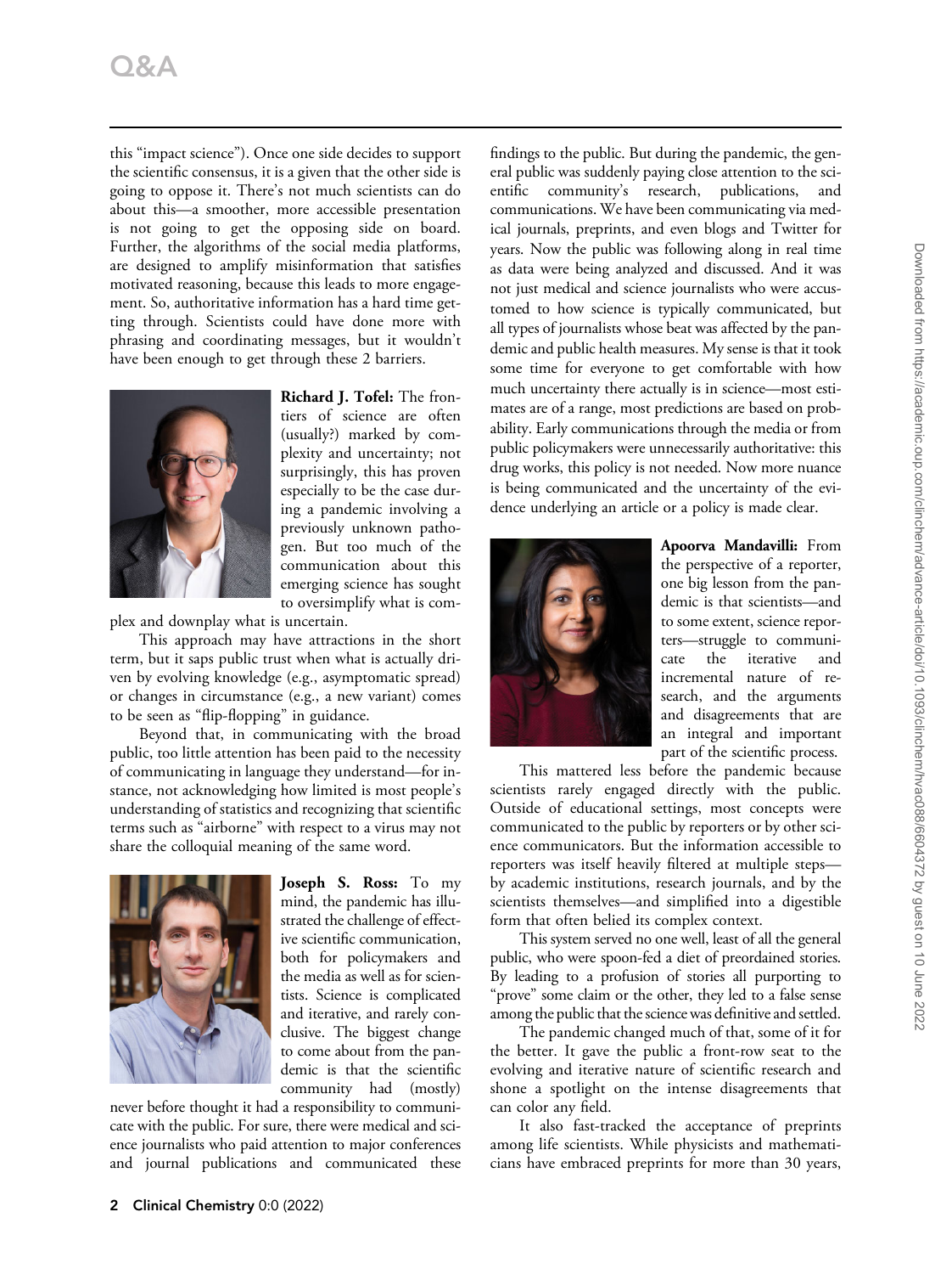this "impact science"). Once one side decides to support the scientific consensus, it is a given that the other side is going to oppose it. There's not much scientists can do about this—a smoother, more accessible presentation is not going to get the opposing side on board. Further, the algorithms of the social media platforms, are designed to amplify misinformation that satisfies motivated reasoning, because this leads to more engagement. So, authoritative information has a hard time getting through. Scientists could have done more with phrasing and coordinating messages, but it wouldn't have been enough to get through these 2 barriers.

**Richard J. Tofel:** The frontiers of science are often (usually?) marked by complexity and uncertainty; not surprisingly, this has proven especially to be the case during a pandemic involving a previously unknown pathogen. But too much of the communication about this emerging science has sought to oversimplify what is complex and downplay what is uncertain.

This approach may have attractions in the short term, but it saps public trust when what is actually driven by evolving knowledge (e.g., asymptomatic spread) or changes in circumstance (e.g., a new variant) comes to be seen as "flip-flopping" in guidance.

Beyond that, in communicating with the broad public, too little attention has been paid to the necessity of communicating in language they understand—for instance, not acknowledging how limited is most people's understanding of statistics and recognizing that scientific terms such as "airborne" with respect to a virus may not share the colloquial meaning of the same word.

**Joseph S. Ross:** To my mind, the pandemic has illustrated the challenge of effective scientific communication, both for policymakers and the media as well as for scientists. Science is complicated and iterative, and rarely conclusive. The biggest change to come about from the pandemic is that the scientific community had (mostly) never before thought it had a responsibility to communicate with the public. For sure, there were medical and science journalists who paid attention to major conferences and journal publications and communicated these findings to the public. But during the pandemic, the general public was suddenly paying close attention to the scientific community's research, publications, and communications. We have been communicating via medical journals, preprints, and even blogs and Twitter for years. Now the public was following along in real time as data were being analyzed and discussed. And it was not just medical and science journalists who were accustomed to how science is typically communicated, but all types of journalists whose beat was affected by the pandemic and public health measures. My sense is that it took some time for everyone to get comfortable with how much uncertainty there actually is in science—most estimates are of a range, most predictions are based on probability. Early communications through the media or from public policymakers were unnecessarily authoritative: this drug works, this policy is not needed. Now more nuance is being communicated and the uncertainty of the evidence underlying an article or a policy is made clear.

**Apoorva Mandavilli:** From the perspective of a reporter, one big lesson from the pandemic is that scientists—and to some extent, science reporters—struggle to communicate the iterative and incremental nature of research, and the arguments and disagreements that are an integral and important part of the scientific process.

This mattered less before the pandemic because scientists rarely engaged directly with the public. Outside of educational settings, most concepts were communicated to the public by reporters or by other science communicators. But the information accessible to reporters was itself heavily filtered at multiple steps—by academic institutions, research journals, and by the scientists themselves—and simplified into a digestible form that often belied its complex context.

This system served no one well, least of all the general public, who were spoon-fed a diet of preordained stories. By leading to a profusion of stories all purporting to "prove" some claim or the other, they led to a false sense among the public that the science was definitive and settled.

The pandemic changed much of that, some of it for the better. It gave the public a front-row seat to the evolving and iterative nature of scientific research and shone a spotlight on the intense disagreements that can color any field.

It also fast-tracked the acceptance of preprints among life scientists. While physicists and mathematicians have embraced preprints for more than 30 years,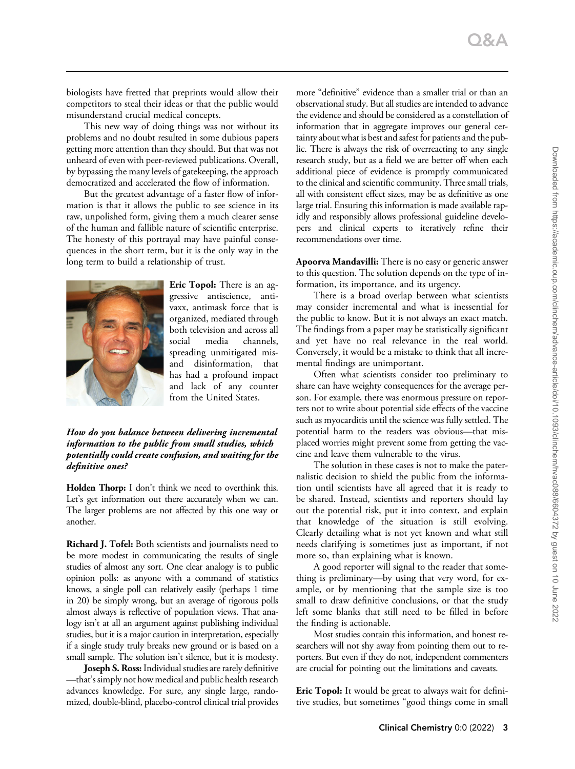biologists have fretted that preprints would allow their competitors to steal their ideas or that the public would misunderstand crucial medical concepts.

This new way of doing things was not without its problems and no doubt resulted in some dubious papers getting more attention than they should. But that was not unheard of even with peer-reviewed publications. Overall, by bypassing the many levels of gatekeeping, the approach democratized and accelerated the flow of information.

But the greatest advantage of a faster flow of information is that it allows the public to see science in its raw, unpolished form, giving them a much clearer sense of the human and fallible nature of scientific enterprise. The honesty of this portrayal may have painful consequences in the short term, but it is the only way in the long term to build a relationship of trust.

**Eric Topol:** There is an aggressive antiscience, antivaxx, antimask force that is organized, mediated through both television and across all social media channels, spreading unmitigated mis- and disinformation, that has had a profound impact and lack of any counter from the United States.

***How do you balance between delivering incremental information to the public from small studies, which potentially could create confusion, and waiting for the definitive ones?***

**Holden Thorp:** I don't think we need to overthink this. Let's get information out there accurately when we can. The larger problems are not affected by this one way or another.

**Richard J. Tofel:** Both scientists and journalists need to be more modest in communicating the results of single studies of almost any sort. One clear analogy is to public opinion polls: as anyone with a command of statistics knows, a single poll can relatively easily (perhaps 1 time in 20) be simply wrong, but an average of rigorous polls almost always is reflective of population views. That analogy isn't at all an argument against publishing individual studies, but it is a major caution in interpretation, especially if a single study truly breaks new ground or is based on a small sample. The solution isn't silence, but it is modesty.

**Joseph S. Ross:** Individual studies are rarely definitive—that's simply not how medical and public health research advances knowledge. For sure, any single large, randomized, double-blind, placebo-control clinical trial provides more "definitive" evidence than a smaller trial or than an observational study. But all studies are intended to advance the evidence and should be considered as a constellation of information that in aggregate improves our general certainty about what is best and safest for patients and the public. There is always the risk of overreacting to any single research study, but as a field we are better off when each additional piece of evidence is promptly communicated to the clinical and scientific community. Three small trials, all with consistent effect sizes, may be as definitive as one large trial. Ensuring this information is made available rapidly and responsibly allows professional guideline developers and clinical experts to iteratively refine their recommendations over time.

**Apoorva Mandavilli:** There is no easy or generic answer to this question. The solution depends on the type of information, its importance, and its urgency.

There is a broad overlap between what scientists may consider incremental and what is inessential for the public to know. But it is not always an exact match. The findings from a paper may be statistically significant and yet have no real relevance in the real world. Conversely, it would be a mistake to think that all incremental findings are unimportant.

Often what scientists consider too preliminary to share can have weighty consequences for the average person. For example, there was enormous pressure on reporters not to write about potential side effects of the vaccine such as myocarditis until the science was fully settled. The potential harm to the readers was obvious—that misplaced worries might prevent some from getting the vaccine and leave them vulnerable to the virus.

The solution in these cases is not to make the paternalistic decision to shield the public from the information until scientists have all agreed that it is ready to be shared. Instead, scientists and reporters should lay out the potential risk, put it into context, and explain that knowledge of the situation is still evolving. Clearly detailing what is not yet known and what still needs clarifying is sometimes just as important, if not more so, than explaining what is known.

A good reporter will signal to the reader that something is preliminary—by using that very word, for example, or by mentioning that the sample size is too small to draw definitive conclusions, or that the study left some blanks that still need to be filled in before the finding is actionable.

Most studies contain this information, and honest researchers will not shy away from pointing them out to reporters. But even if they do not, independent commenters are crucial for pointing out the limitations and caveats.

**Eric Topol:** It would be great to always wait for definitive studies, but sometimes "good things come in small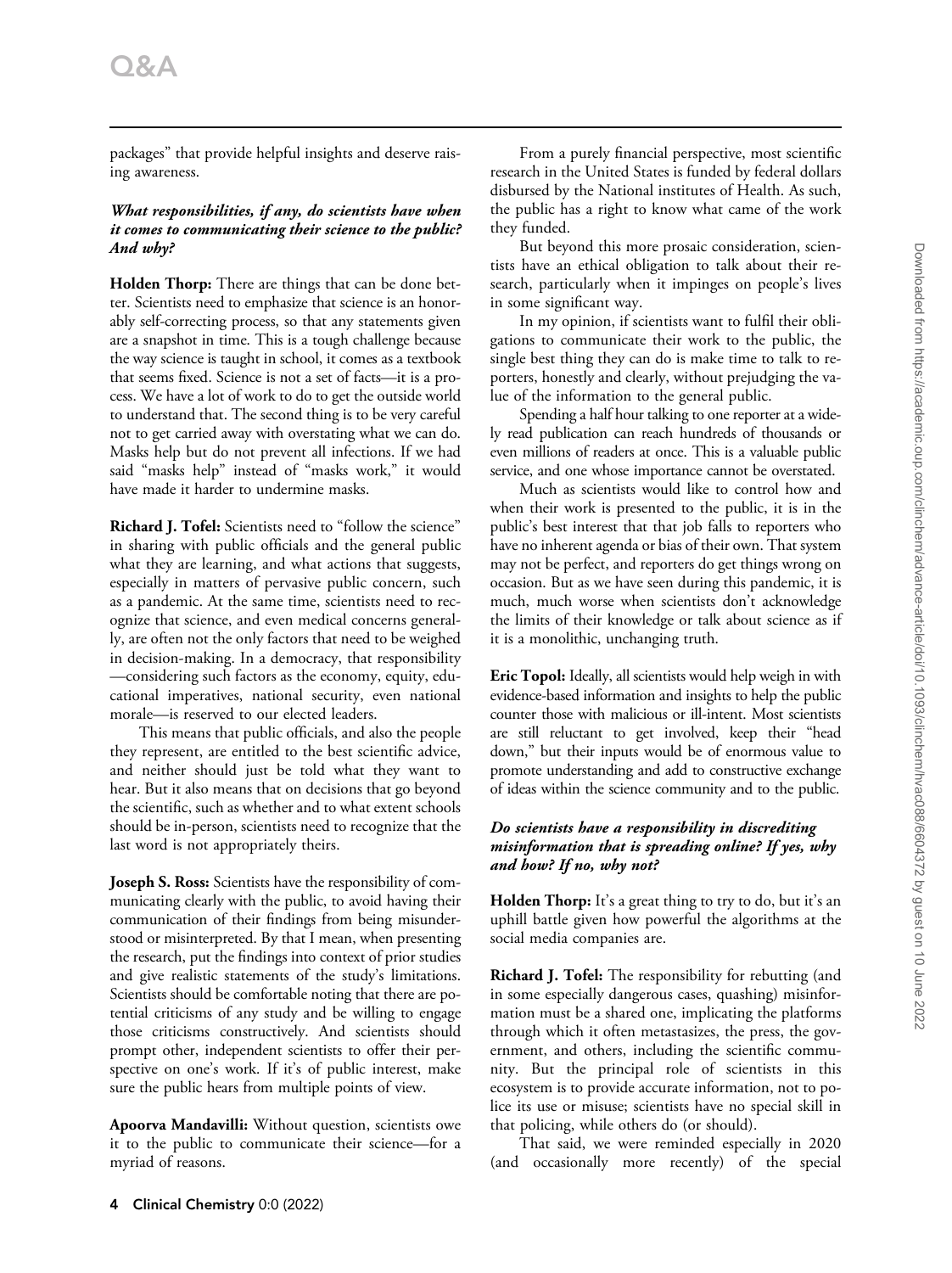packages" that provide helpful insights and deserve raising awareness.

***What responsibilities, if any, do scientists have when it comes to communicating their science to the public? And why?***

**Holden Thorp:** There are things that can be done better. Scientists need to emphasize that science is an honorably self-correcting process, so that any statements given are a snapshot in time. This is a tough challenge because the way science is taught in school, it comes as a textbook that seems fixed. Science is not a set of facts—it is a process. We have a lot of work to do to get the outside world to understand that. The second thing is to be very careful not to get carried away with overstating what we can do. Masks help but do not prevent all infections. If we had said "masks help" instead of "masks work," it would have made it harder to undermine masks.

**Richard J. Tofel:** Scientists need to "follow the science" in sharing with public officials and the general public what they are learning, and what actions that suggests, especially in matters of pervasive public concern, such as a pandemic. At the same time, scientists need to recognize that science, and even medical concerns generally, are often not the only factors that need to be weighed in decision-making. In a democracy, that responsibility—considering such factors as the economy, equity, educational imperatives, national security, even national morale—is reserved to our elected leaders.

This means that public officials, and also the people they represent, are entitled to the best scientific advice, and neither should just be told what they want to hear. But it also means that on decisions that go beyond the scientific, such as whether and to what extent schools should be in-person, scientists need to recognize that the last word is not appropriately theirs.

**Joseph S. Ross:** Scientists have the responsibility of communicating clearly with the public, to avoid having their communication of their findings from being misunderstood or misinterpreted. By that I mean, when presenting the research, put the findings into context of prior studies and give realistic statements of the study's limitations. Scientists should be comfortable noting that there are potential criticisms of any study and be willing to engage those criticisms constructively. And scientists should prompt other, independent scientists to offer their perspective on one's work. If it's of public interest, make sure the public hears from multiple points of view.

**Apoorva Mandavilli:** Without question, scientists owe it to the public to communicate their science—for a myriad of reasons.

From a purely financial perspective, most scientific research in the United States is funded by federal dollars disbursed by the National institutes of Health. As such, the public has a right to know what came of the work they funded.

But beyond this more prosaic consideration, scientists have an ethical obligation to talk about their research, particularly when it impinges on people's lives in some significant way.

In my opinion, if scientists want to fulfil their obligations to communicate their work to the public, the single best thing they can do is make time to talk to reporters, honestly and clearly, without prejudging the value of the information to the general public.

Spending a half hour talking to one reporter at a widely read publication can reach hundreds of thousands or even millions of readers at once. This is a valuable public service, and one whose importance cannot be overstated.

Much as scientists would like to control how and when their work is presented to the public, it is in the public's best interest that that job falls to reporters who have no inherent agenda or bias of their own. That system may not be perfect, and reporters do get things wrong on occasion. But as we have seen during this pandemic, it is much, much worse when scientists don't acknowledge the limits of their knowledge or talk about science as if it is a monolithic, unchanging truth.

**Eric Topol:** Ideally, all scientists would help weigh in with evidence-based information and insights to help the public counter those with malicious or ill-intent. Most scientists are still reluctant to get involved, keep their "head down," but their inputs would be of enormous value to promote understanding and add to constructive exchange of ideas within the science community and to the public.

***Do scientists have a responsibility in discrediting misinformation that is spreading online? If yes, why and how? If no, why not?***

**Holden Thorp:** It's a great thing to try to do, but it's an uphill battle given how powerful the algorithms at the social media companies are.

**Richard J. Tofel:** The responsibility for rebutting (and in some especially dangerous cases, quashing) misinformation must be a shared one, implicating the platforms through which it often metastasizes, the press, the government, and others, including the scientific community. But the principal role of scientists in this ecosystem is to provide accurate information, not to police its use or misuse; scientists have no special skill in that policing, while others do (or should).

That said, we were reminded especially in 2020 (and occasionally more recently) of the special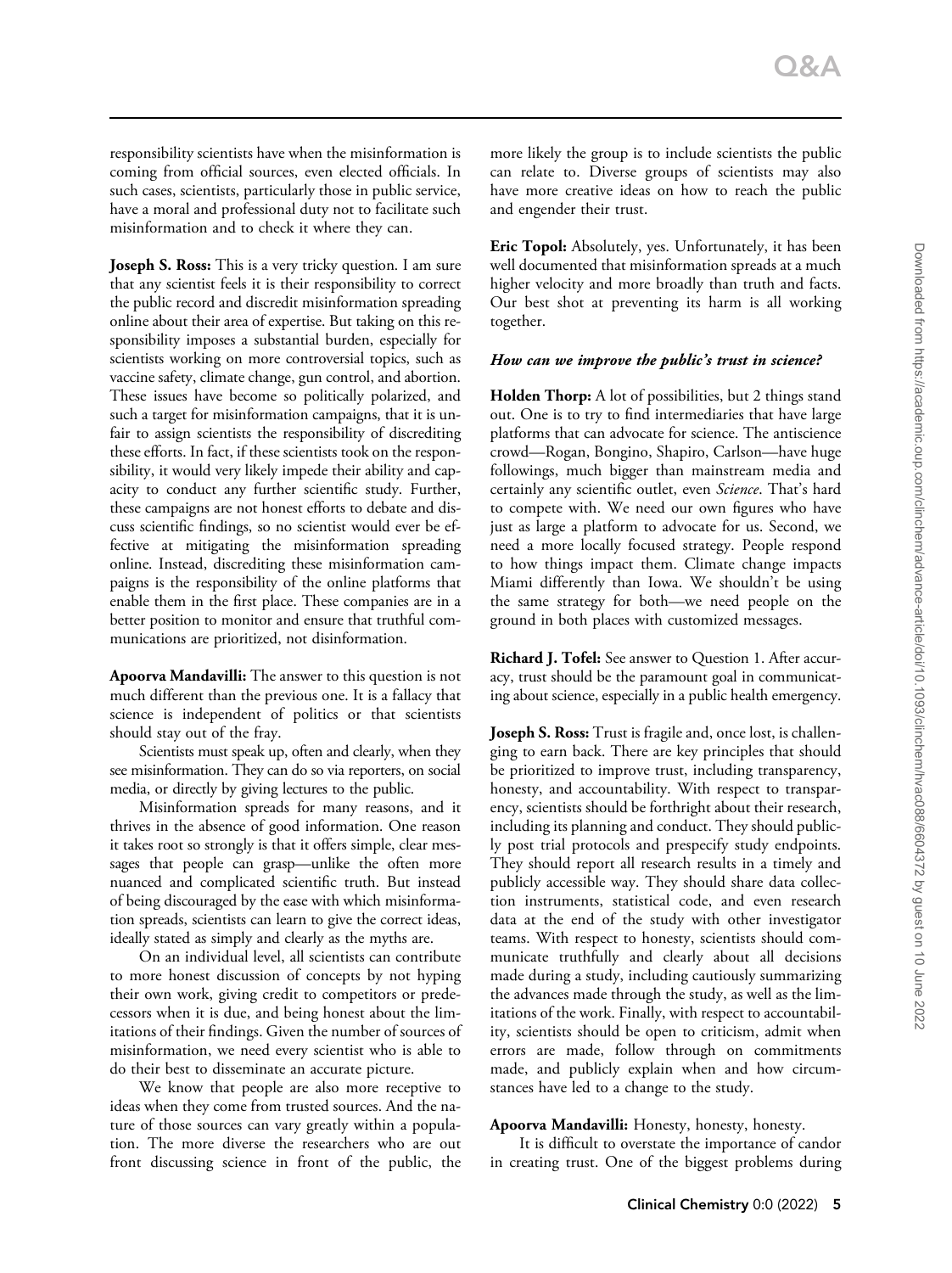responsibility scientists have when the misinformation is coming from official sources, even elected officials. In such cases, scientists, particularly those in public service, have a moral and professional duty not to facilitate such misinformation and to check it where they can.

**Joseph S. Ross:** This is a very tricky question. I am sure that any scientist feels it is their responsibility to correct the public record and discredit misinformation spreading online about their area of expertise. But taking on this responsibility imposes a substantial burden, especially for scientists working on more controversial topics, such as vaccine safety, climate change, gun control, and abortion. These issues have become so politically polarized, and such a target for misinformation campaigns, that it is unfair to assign scientists the responsibility of discrediting these efforts. In fact, if these scientists took on the responsibility, it would very likely impede their ability and capacity to conduct any further scientific study. Further, these campaigns are not honest efforts to debate and discuss scientific findings, so no scientist would ever be effective at mitigating the misinformation spreading online. Instead, discrediting these misinformation campaigns is the responsibility of the online platforms that enable them in the first place. These companies are in a better position to monitor and ensure that truthful communications are prioritized, not disinformation.

**Apoorva Mandavilli:** The answer to this question is not much different than the previous one. It is a fallacy that science is independent of politics or that scientists should stay out of the fray.

Scientists must speak up, often and clearly, when they see misinformation. They can do so via reporters, on social media, or directly by giving lectures to the public.

Misinformation spreads for many reasons, and it thrives in the absence of good information. One reason it takes root so strongly is that it offers simple, clear messages that people can grasp—unlike the often more nuanced and complicated scientific truth. But instead of being discouraged by the ease with which misinformation spreads, scientists can learn to give the correct ideas, ideally stated as simply and clearly as the myths are.

On an individual level, all scientists can contribute to more honest discussion of concepts by not hyping their own work, giving credit to competitors or predecessors when it is due, and being honest about the limitations of their findings. Given the number of sources of misinformation, we need every scientist who is able to do their best to disseminate an accurate picture.

We know that people are also more receptive to ideas when they come from trusted sources. And the nature of those sources can vary greatly within a population. The more diverse the researchers who are out front discussing science in front of the public, the more likely the group is to include scientists the public can relate to. Diverse groups of scientists may also have more creative ideas on how to reach the public and engender their trust.

**Eric Topol:** Absolutely, yes. Unfortunately, it has been well documented that misinformation spreads at a much higher velocity and more broadly than truth and facts. Our best shot at preventing its harm is all working together.

***How can we improve the public's trust in science?***

**Holden Thorp:** A lot of possibilities, but 2 things stand out. One is to try to find intermediaries that have large platforms that can advocate for science. The antiscience crowd—Rogan, Bongino, Shapiro, Carlson—have huge followings, much bigger than mainstream media and certainly any scientific outlet, even *Science*. That's hard to compete with. We need our own figures who have just as large a platform to advocate for us. Second, we need a more locally focused strategy. People respond to how things impact them. Climate change impacts Miami differently than Iowa. We shouldn't be using the same strategy for both—we need people on the ground in both places with customized messages.

**Richard J. Tofel:** See answer to Question 1. After accuracy, trust should be the paramount goal in communicating about science, especially in a public health emergency.

**Joseph S. Ross:** Trust is fragile and, once lost, is challenging to earn back. There are key principles that should be prioritized to improve trust, including transparency, honesty, and accountability. With respect to transparency, scientists should be forthright about their research, including its planning and conduct. They should publicly post trial protocols and prespecify study endpoints. They should report all research results in a timely and publicly accessible way. They should share data collection instruments, statistical code, and even research data at the end of the study with other investigator teams. With respect to honesty, scientists should communicate truthfully and clearly about all decisions made during a study, including cautiously summarizing the advances made through the study, as well as the limitations of the work. Finally, with respect to accountability, scientists should be open to criticism, admit when errors are made, follow through on commitments made, and publicly explain when and how circumstances have led to a change to the study.

**Apoorva Mandavilli:** Honesty, honesty, honesty.

It is difficult to overstate the importance of candor in creating trust. One of the biggest problems during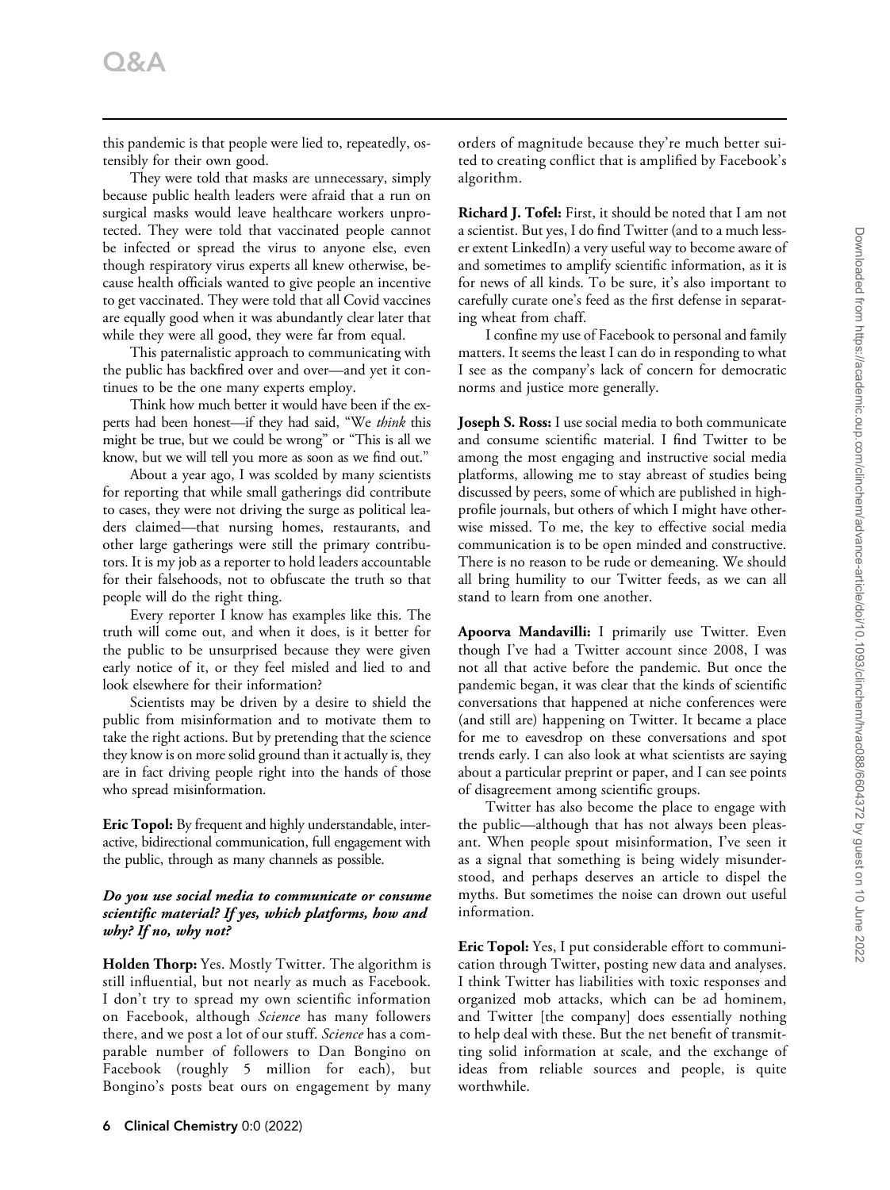this pandemic is that people were lied to, repeatedly, ostensibly for their own good.

They were told that masks are unnecessary, simply because public health leaders were afraid that a run on surgical masks would leave healthcare workers unprotected. They were told that vaccinated people cannot be infected or spread the virus to anyone else, even though respiratory virus experts all knew otherwise, because health officials wanted to give people an incentive to get vaccinated. They were told that all Covid vaccines are equally good when it was abundantly clear later that while they were all good, they were far from equal.

This paternalistic approach to communicating with the public has backfired over and over—and yet it continues to be the one many experts employ.

Think how much better it would have been if the experts had been honest—if they had said, "We *think* this might be true, but we could be wrong" or "This is all we know, but we will tell you more as soon as we find out."

About a year ago, I was scolded by many scientists for reporting that while small gatherings did contribute to cases, they were not driving the surge as political leaders claimed—that nursing homes, restaurants, and other large gatherings were still the primary contributors. It is my job as a reporter to hold leaders accountable for their falsehoods, not to obfuscate the truth so that people will do the right thing.

Every reporter I know has examples like this. The truth will come out, and when it does, is it better for the public to be unsurprised because they were given early notice of it, or they feel misled and lied to and look elsewhere for their information?

Scientists may be driven by a desire to shield the public from misinformation and to motivate them to take the right actions. But by pretending that the science they know is on more solid ground than it actually is, they are in fact driving people right into the hands of those who spread misinformation.

**Eric Topol:** By frequent and highly understandable, interactive, bidirectional communication, full engagement with the public, through as many channels as possible.

***Do you use social media to communicate or consume scientific material? If yes, which platforms, how and why? If no, why not?***

**Holden Thorp:** Yes. Mostly Twitter. The algorithm is still influential, but not nearly as much as Facebook. I don't try to spread my own scientific information on Facebook, although *Science* has many followers there, and we post a lot of our stuff. *Science* has a comparable number of followers to Dan Bongino on Facebook (roughly 5 million for each), but Bongino's posts beat ours on engagement by many orders of magnitude because they're much better suited to creating conflict that is amplified by Facebook's algorithm.

**Richard J. Tofel:** First, it should be noted that I am not a scientist. But yes, I do find Twitter (and to a much lesser extent LinkedIn) a very useful way to become aware of and sometimes to amplify scientific information, as it is for news of all kinds. To be sure, it's also important to carefully curate one's feed as the first defense in separating wheat from chaff.

I confine my use of Facebook to personal and family matters. It seems the least I can do in responding to what I see as the company's lack of concern for democratic norms and justice more generally.

**Joseph S. Ross:** I use social media to both communicate and consume scientific material. I find Twitter to be among the most engaging and instructive social media platforms, allowing me to stay abreast of studies being discussed by peers, some of which are published in high-profile journals, but others of which I might have otherwise missed. To me, the key to effective social media communication is to be open minded and constructive. There is no reason to be rude or demeaning. We should all bring humility to our Twitter feeds, as we can all stand to learn from one another.

**Apoorva Mandavilli:** I primarily use Twitter. Even though I've had a Twitter account since 2008, I was not all that active before the pandemic. But once the pandemic began, it was clear that the kinds of scientific conversations that happened at niche conferences were (and still are) happening on Twitter. It became a place for me to eavesdrop on these conversations and spot trends early. I can also look at what scientists are saying about a particular preprint or paper, and I can see points of disagreement among scientific groups.

Twitter has also become the place to engage with the public—although that has not always been pleasant. When people spout misinformation, I've seen it as a signal that something is being widely misunderstood, and perhaps deserves an article to dispel the myths. But sometimes the noise can drown out useful information.

**Eric Topol:** Yes, I put considerable effort to communication through Twitter, posting new data and analyses. I think Twitter has liabilities with toxic responses and organized mob attacks, which can be ad hominem, and Twitter [the company] does essentially nothing to help deal with these. But the net benefit of transmitting solid information at scale, and the exchange of ideas from reliable sources and people, is quite worthwhile.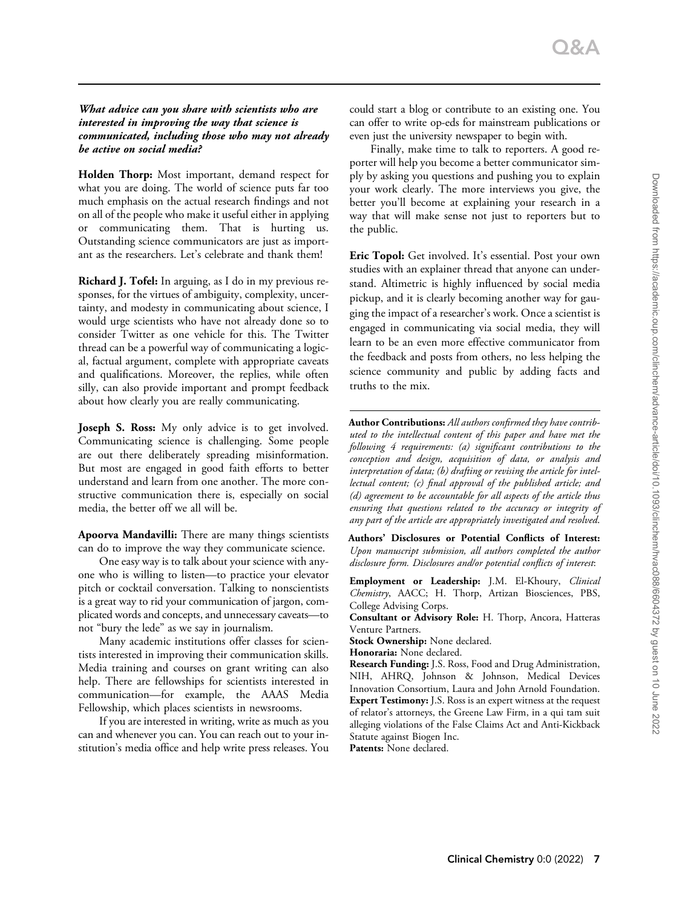***What advice can you share with scientists who are interested in improving the way that science is communicated, including those who may not already be active on social media?***

**Holden Thorp:** Most important, demand respect for what you are doing. The world of science puts far too much emphasis on the actual research findings and not on all of the people who make it useful either in applying or communicating them. That is hurting us. Outstanding science communicators are just as important as the researchers. Let's celebrate and thank them!

**Richard J. Tofel:** In arguing, as I do in my previous responses, for the virtues of ambiguity, complexity, uncertainty, and modesty in communicating about science, I would urge scientists who have not already done so to consider Twitter as one vehicle for this. The Twitter thread can be a powerful way of communicating a logical, factual argument, complete with appropriate caveats and qualifications. Moreover, the replies, while often silly, can also provide important and prompt feedback about how clearly you are really communicating.

**Joseph S. Ross:** My only advice is to get involved. Communicating science is challenging. Some people are out there deliberately spreading misinformation. But most are engaged in good faith efforts to better understand and learn from one another. The more constructive communication there is, especially on social media, the better off we all will be.

**Apoorva Mandavilli:** There are many things scientists can do to improve the way they communicate science.

One easy way is to talk about your science with anyone who is willing to listen—to practice your elevator pitch or cocktail conversation. Talking to nonscientists is a great way to rid your communication of jargon, complicated words and concepts, and unnecessary caveats—to not "bury the lede" as we say in journalism.

Many academic institutions offer classes for scientists interested in improving their communication skills. Media training and courses on grant writing can also help. There are fellowships for scientists interested in communication—for example, the AAAS Media Fellowship, which places scientists in newsrooms.

If you are interested in writing, write as much as you can and whenever you can. You can reach out to your institution's media office and help write press releases. You could start a blog or contribute to an existing one. You can offer to write op-eds for mainstream publications or even just the university newspaper to begin with.

Finally, make time to talk to reporters. A good reporter will help you become a better communicator simply by asking you questions and pushing you to explain your work clearly. The more interviews you give, the better you'll become at explaining your research in a way that will make sense not just to reporters but to the public.

**Eric Topol:** Get involved. It's essential. Post your own studies with an explainer thread that anyone can understand. Altimetric is highly influenced by social media pickup, and it is clearly becoming another way for gauging the impact of a researcher's work. Once a scientist is engaged in communicating via social media, they will learn to be an even more effective communicator from the feedback and posts from others, no less helping the science community and public by adding facts and truths to the mix.

---

**Author Contributions:** *All authors confirmed they have contributed to the intellectual content of this paper and have met the following 4 requirements: (a) significant contributions to the conception and design, acquisition of data, or analysis and interpretation of data; (b) drafting or revising the article for intellectual content; (c) final approval of the published article; and (d) agreement to be accountable for all aspects of the article thus ensuring that questions related to the accuracy or integrity of any part of the article are appropriately investigated and resolved.*

**Authors' Disclosures or Potential Conflicts of Interest:** *Upon manuscript submission, all authors completed the author disclosure form. Disclosures and/or potential conflicts of interest:*

**Employment or Leadership:** J.M. El-Khoury, *Clinical Chemistry*, AACC; H. Thorp, Artizan Biosciences, PBS, College Advising Corps.

**Consultant or Advisory Role:** H. Thorp, Ancora, Hatteras Venture Partners.

**Stock Ownership:** None declared.

**Honoraria:** None declared.

**Research Funding:** J.S. Ross, Food and Drug Administration, NIH, AHRQ, Johnson & Johnson, Medical Devices Innovation Consortium, Laura and John Arnold Foundation.

**Expert Testimony:** J.S. Ross is an expert witness at the request of relator's attorneys, the Greene Law Firm, in a qui tam suit alleging violations of the False Claims Act and Anti-Kickback Statute against Biogen Inc.

**Patents:** None declared.